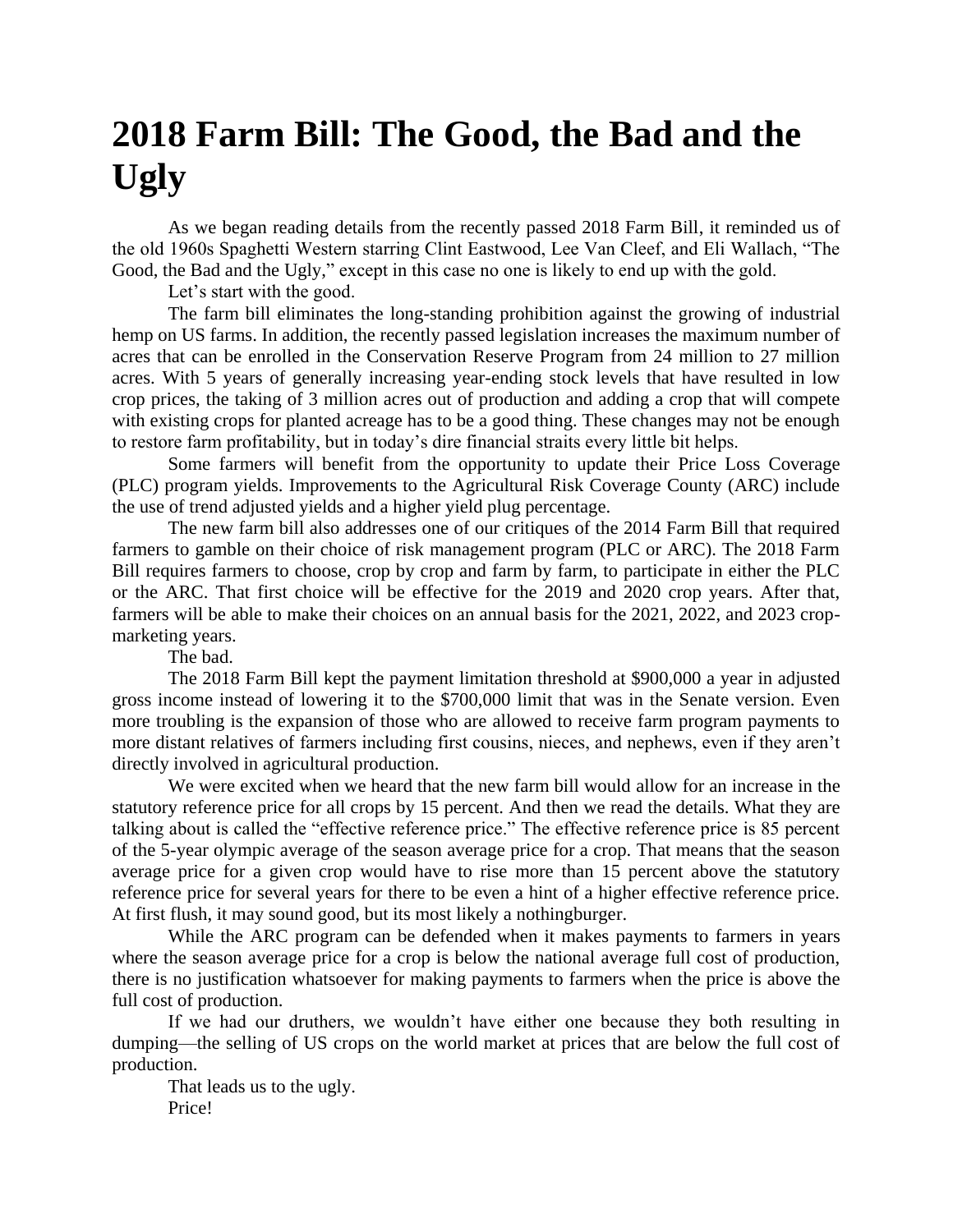# 2018 Farm Bill: The Good, the Bad and the Ugly

As we began reading details from the recently passed 2018 Farm Bill, it reminded us of the old 1960s Spaghetti Western starring Clint Eastwood, Lee Van Cleef, and Eli Wallach, "The Good, the Bad and the Ugly," except in this case no one is likely to end up with the gold.

Let's start with the good.

The farm bill eliminates the long-standing prohibition against the growing of industrial hemp on US farms. In addition, the recently passed legislation increases the maximum number of acres that can be enrolled in the Conservation Reserve Program from 24 million to 27 million acres. With 5 years of generally increasing year-ending stock levels that have resulted in low crop prices, the taking of 3 million acres out of production and adding a crop that will compete with existing crops for planted acreage has to be a good thing. These changes may not be enough to restore farm profitability, but in today's dire financial straits every little bit helps.

Some farmers will benefit from the opportunity to update their Price Loss Coverage (PLC) program yields. Improvements to the Agricultural Risk Coverage County (ARC) include the use of trend adjusted yields and a higher yield plug percentage.

The new farm bill also addresses one of our critiques of the 2014 Farm Bill that required farmers to gamble on their choice of risk management program (PLC or ARC). The 2018 Farm Bill requires farmers to choose, crop by crop and farm by farm, to participate in either the PLC or the ARC. That first choice will be effective for the 2019 and 2020 crop years. After that, farmers will be able to make their choices on an annual basis for the 2021, 2022, and 2023 crop-marketing years.

The bad.

The 2018 Farm Bill kept the payment limitation threshold at $900,000 a year in adjusted gross income instead of lowering it to the $700,000 limit that was in the Senate version. Even more troubling is the expansion of those who are allowed to receive farm program payments to more distant relatives of farmers including first cousins, nieces, and nephews, even if they aren't directly involved in agricultural production.

We were excited when we heard that the new farm bill would allow for an increase in the statutory reference price for all crops by 15 percent. And then we read the details. What they are talking about is called the "effective reference price." The effective reference price is 85 percent of the 5-year olympic average of the season average price for a crop. That means that the season average price for a given crop would have to rise more than 15 percent above the statutory reference price for several years for there to be even a hint of a higher effective reference price. At first flush, it may sound good, but its most likely a nothingburger.

While the ARC program can be defended when it makes payments to farmers in years where the season average price for a crop is below the national average full cost of production, there is no justification whatsoever for making payments to farmers when the price is above the full cost of production.

If we had our druthers, we wouldn't have either one because they both resulting in dumping—the selling of US crops on the world market at prices that are below the full cost of production.

That leads us to the ugly.

Price!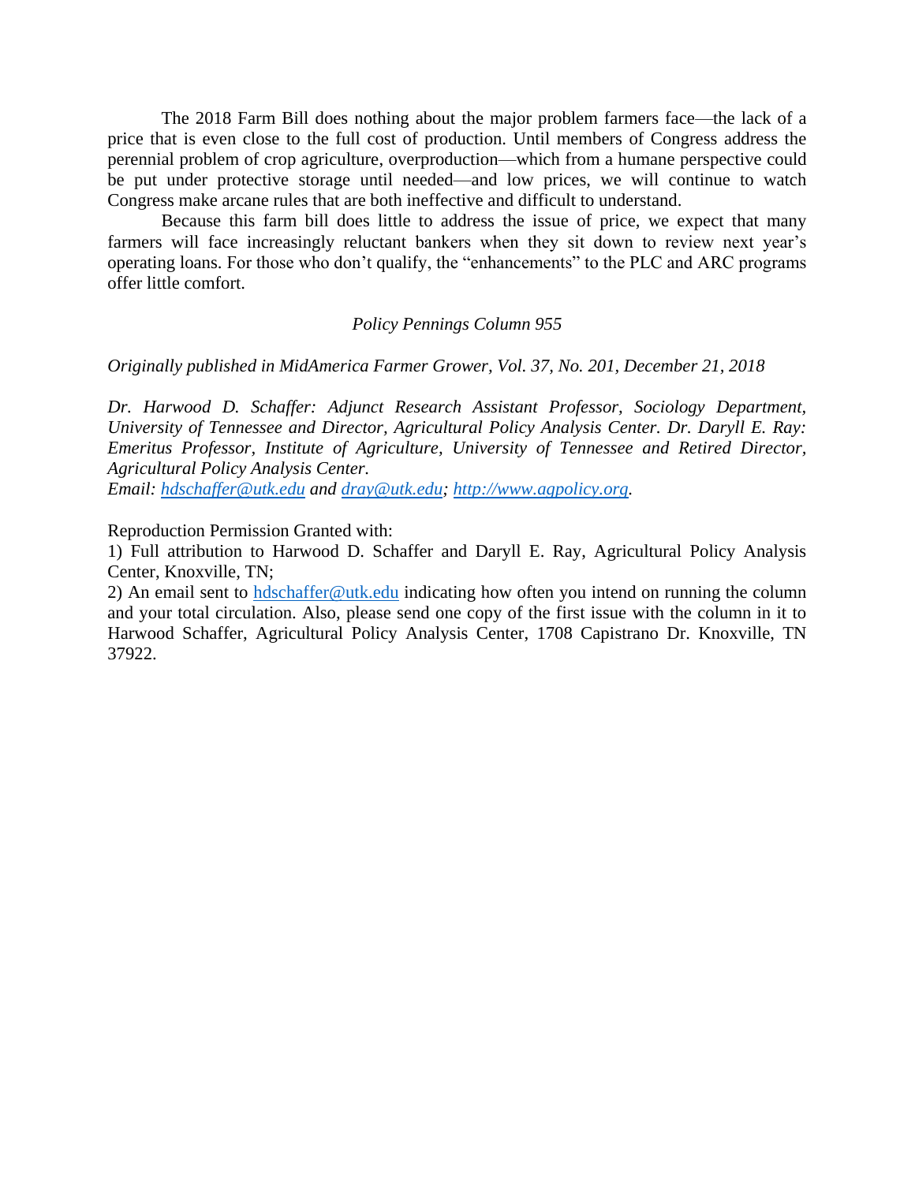The 2018 Farm Bill does nothing about the major problem farmers face—the lack of a price that is even close to the full cost of production. Until members of Congress address the perennial problem of crop agriculture, overproduction—which from a humane perspective could be put under protective storage until needed—and low prices, we will continue to watch Congress make arcane rules that are both ineffective and difficult to understand.

Because this farm bill does little to address the issue of price, we expect that many farmers will face increasingly reluctant bankers when they sit down to review next year's operating loans. For those who don't qualify, the "enhancements" to the PLC and ARC programs offer little comfort.

*Policy Pennings Column 955*

*Originally published in MidAmerica Farmer Grower, Vol. 37, No. 201, December 21, 2018*

*Dr. Harwood D. Schaffer: Adjunct Research Assistant Professor, Sociology Department, University of Tennessee and Director, Agricultural Policy Analysis Center. Dr. Daryll E. Ray: Emeritus Professor, Institute of Agriculture, University of Tennessee and Retired Director, Agricultural Policy Analysis Center.*
*Email: [hdschaffer@utk.edu](mailto:hdschaffer@utk.edu) and [dray@utk.edu](mailto:dray@utk.edu); [http://www.agpolicy.org](http://www.agpolicy.org).*

Reproduction Permission Granted with:

1) Full attribution to Harwood D. Schaffer and Daryll E. Ray, Agricultural Policy Analysis Center, Knoxville, TN;
2) An email sent to [hdschaffer@utk.edu](mailto:hdschaffer@utk.edu) indicating how often you intend on running the column and your total circulation. Also, please send one copy of the first issue with the column in it to Harwood Schaffer, Agricultural Policy Analysis Center, 1708 Capistrano Dr. Knoxville, TN 37922.